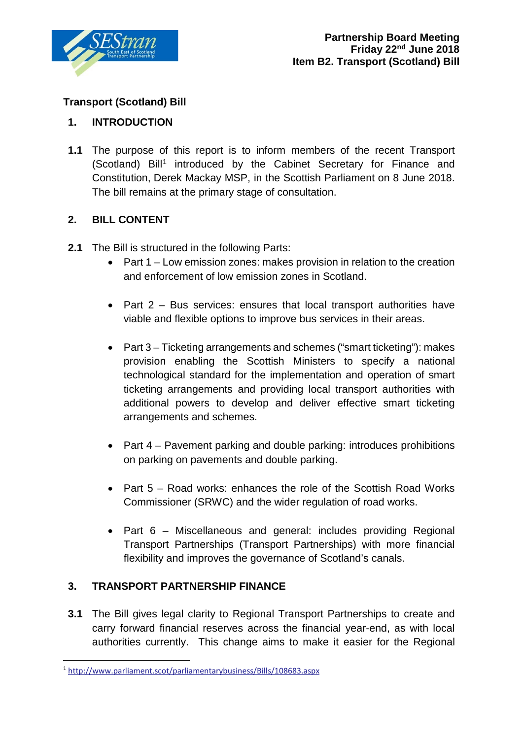Partnership Board Meeting
Friday 22nd June 2018
Item B2. Transport (Scotland) Bill

**Transport (Scotland) Bill**

## 1. INTRODUCTION

**1.1** The purpose of this report is to inform members of the recent Transport (Scotland) Bill[1] introduced by the Cabinet Secretary for Finance and Constitution, Derek Mackay MSP, in the Scottish Parliament on 8 June 2018. The bill remains at the primary stage of consultation.

## 2. BILL CONTENT

**2.1** The Bill is structured in the following Parts:

- Part 1 – Low emission zones: makes provision in relation to the creation and enforcement of low emission zones in Scotland.
- Part 2 – Bus services: ensures that local transport authorities have viable and flexible options to improve bus services in their areas.
- Part 3 – Ticketing arrangements and schemes ("smart ticketing"): makes provision enabling the Scottish Ministers to specify a national technological standard for the implementation and operation of smart ticketing arrangements and providing local transport authorities with additional powers to develop and deliver effective smart ticketing arrangements and schemes.
- Part 4 – Pavement parking and double parking: introduces prohibitions on parking on pavements and double parking.
- Part 5 – Road works: enhances the role of the Scottish Road Works Commissioner (SRWC) and the wider regulation of road works.
- Part 6 – Miscellaneous and general: includes providing Regional Transport Partnerships (Transport Partnerships) with more financial flexibility and improves the governance of Scotland's canals.

## 3. TRANSPORT PARTNERSHIP FINANCE

**3.1** The Bill gives legal clarity to Regional Transport Partnerships to create and carry forward financial reserves across the financial year-end, as with local authorities currently. This change aims to make it easier for the Regional

[1] http://www.parliament.scot/parliamentarybusiness/Bills/108683.aspx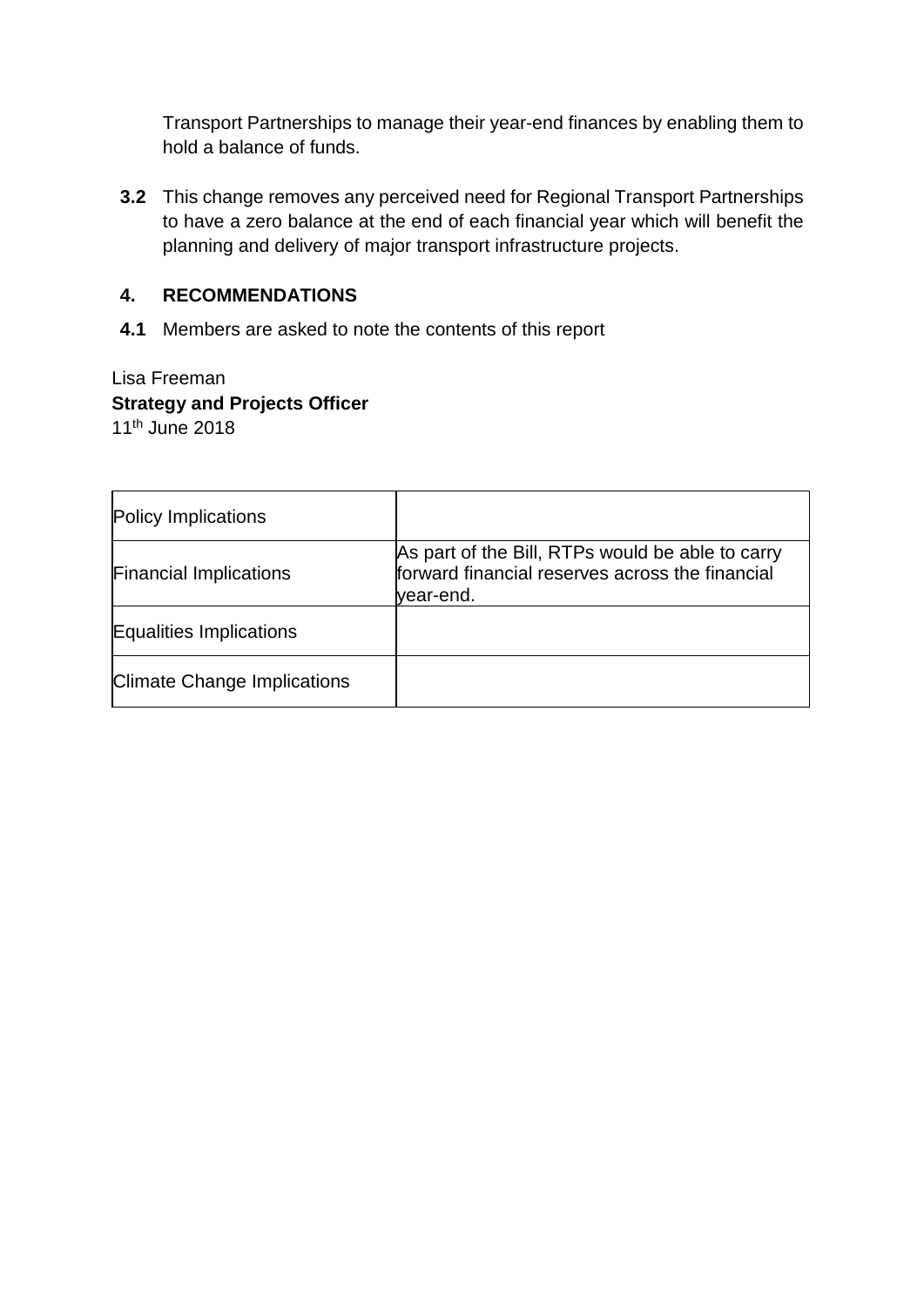Transport Partnerships to manage their year-end finances by enabling them to hold a balance of funds.

**3.2** This change removes any perceived need for Regional Transport Partnerships to have a zero balance at the end of each financial year which will benefit the planning and delivery of major transport infrastructure projects.

## 4. RECOMMENDATIONS

**4.1** Members are asked to note the contents of this report

Lisa Freeman
**Strategy and Projects Officer**
11th June 2018

| | |
|---|---|
| Policy Implications | |
| Financial Implications | As part of the Bill, RTPs would be able to carry forward financial reserves across the financial year-end. |
| Equalities Implications | |
| Climate Change Implications | |